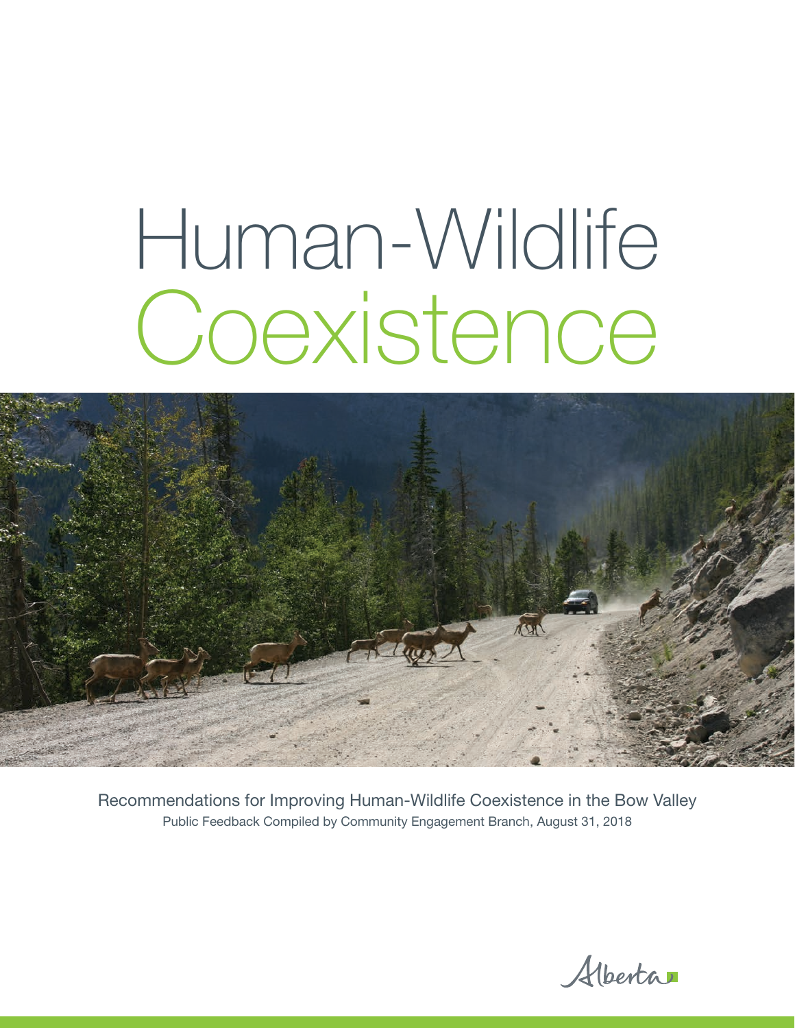# Human-Wildlife Coexistence

Recommendations for Improving Human-Wildlife Coexistence in the Bow Valley

Public Feedback Compiled by Community Engagement Branch, August 31, 2018

Alberta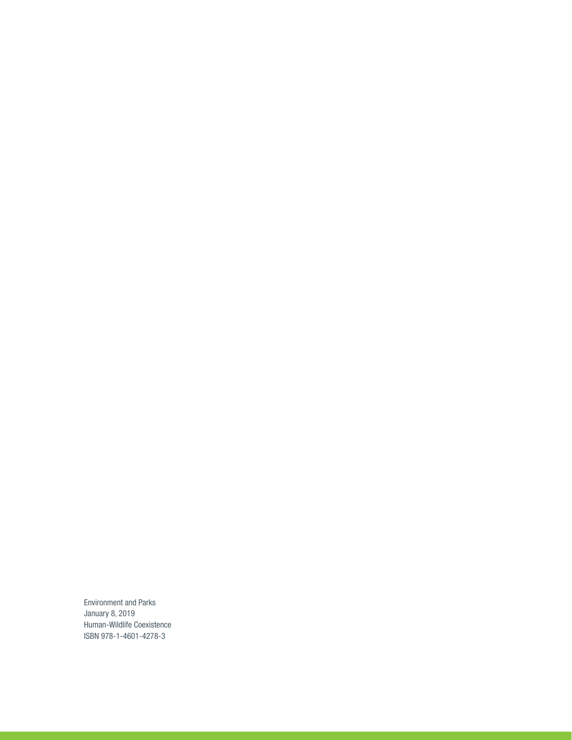Environment and Parks
January 8, 2019
Human-Wildlife Coexistence
ISBN 978-1-4601-4278-3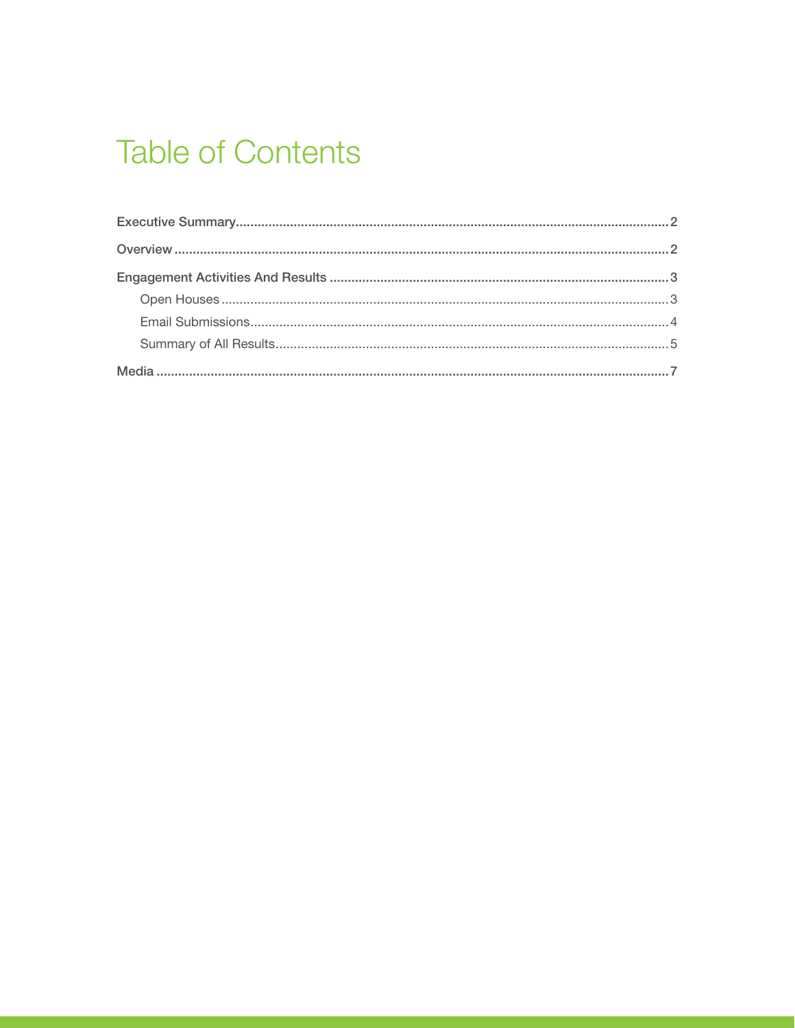# Table of Contents

Executive Summary....................................................................................................................2

Overview....................................................................................................................................2

Engagement Activities And Results...........................................................................................3

- Open Houses.........................................................................................................................3
- Email Submissions.................................................................................................................4
- Summary of All Results..........................................................................................................5

Media.........................................................................................................................................7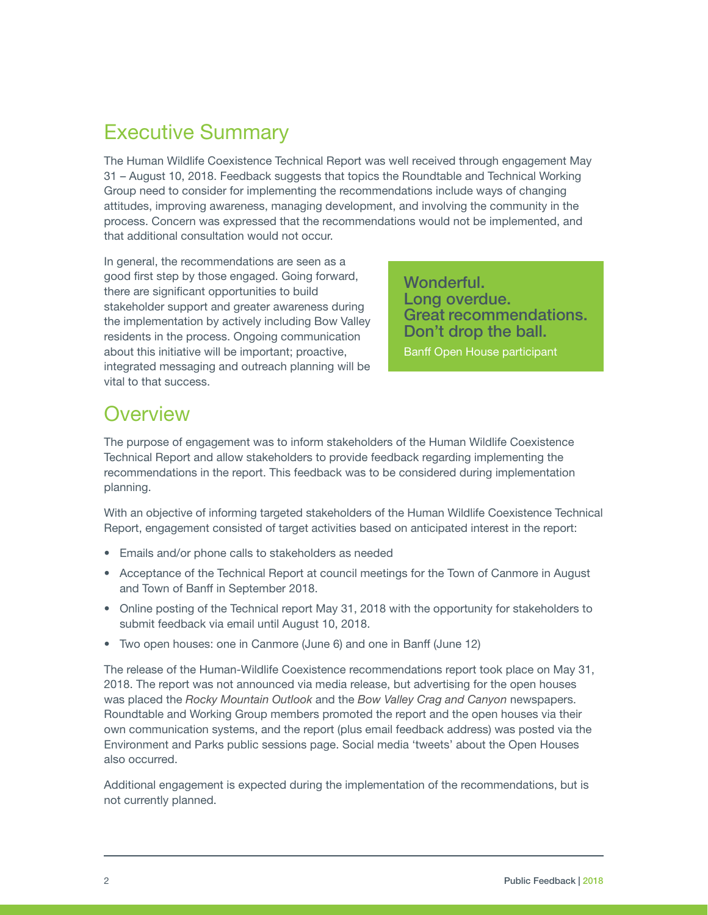## Executive Summary

The Human Wildlife Coexistence Technical Report was well received through engagement May 31 – August 10, 2018. Feedback suggests that topics the Roundtable and Technical Working Group need to consider for implementing the recommendations include ways of changing attitudes, improving awareness, managing development, and involving the community in the process. Concern was expressed that the recommendations would not be implemented, and that additional consultation would not occur.

In general, the recommendations are seen as a good first step by those engaged. Going forward, there are significant opportunities to build stakeholder support and greater awareness during the implementation by actively including Bow Valley residents in the process. Ongoing communication about this initiative will be important; proactive, integrated messaging and outreach planning will be vital to that success.

> **Wonderful.**
> **Long overdue.**
> **Great recommendations.**
> **Don't drop the ball.**
>
> Banff Open House participant

## Overview

The purpose of engagement was to inform stakeholders of the Human Wildlife Coexistence Technical Report and allow stakeholders to provide feedback regarding implementing the recommendations in the report. This feedback was to be considered during implementation planning.

With an objective of informing targeted stakeholders of the Human Wildlife Coexistence Technical Report, engagement consisted of target activities based on anticipated interest in the report:

- Emails and/or phone calls to stakeholders as needed
- Acceptance of the Technical Report at council meetings for the Town of Canmore in August and Town of Banff in September 2018.
- Online posting of the Technical report May 31, 2018 with the opportunity for stakeholders to submit feedback via email until August 10, 2018.
- Two open houses: one in Canmore (June 6) and one in Banff (June 12)

The release of the Human-Wildlife Coexistence recommendations report took place on May 31, 2018. The report was not announced via media release, but advertising for the open houses was placed the *Rocky Mountain Outlook* and the *Bow Valley Crag and Canyon* newspapers. Roundtable and Working Group members promoted the report and the open houses via their own communication systems, and the report (plus email feedback address) was posted via the Environment and Parks public sessions page. Social media 'tweets' about the Open Houses also occurred.

Additional engagement is expected during the implementation of the recommendations, but is not currently planned.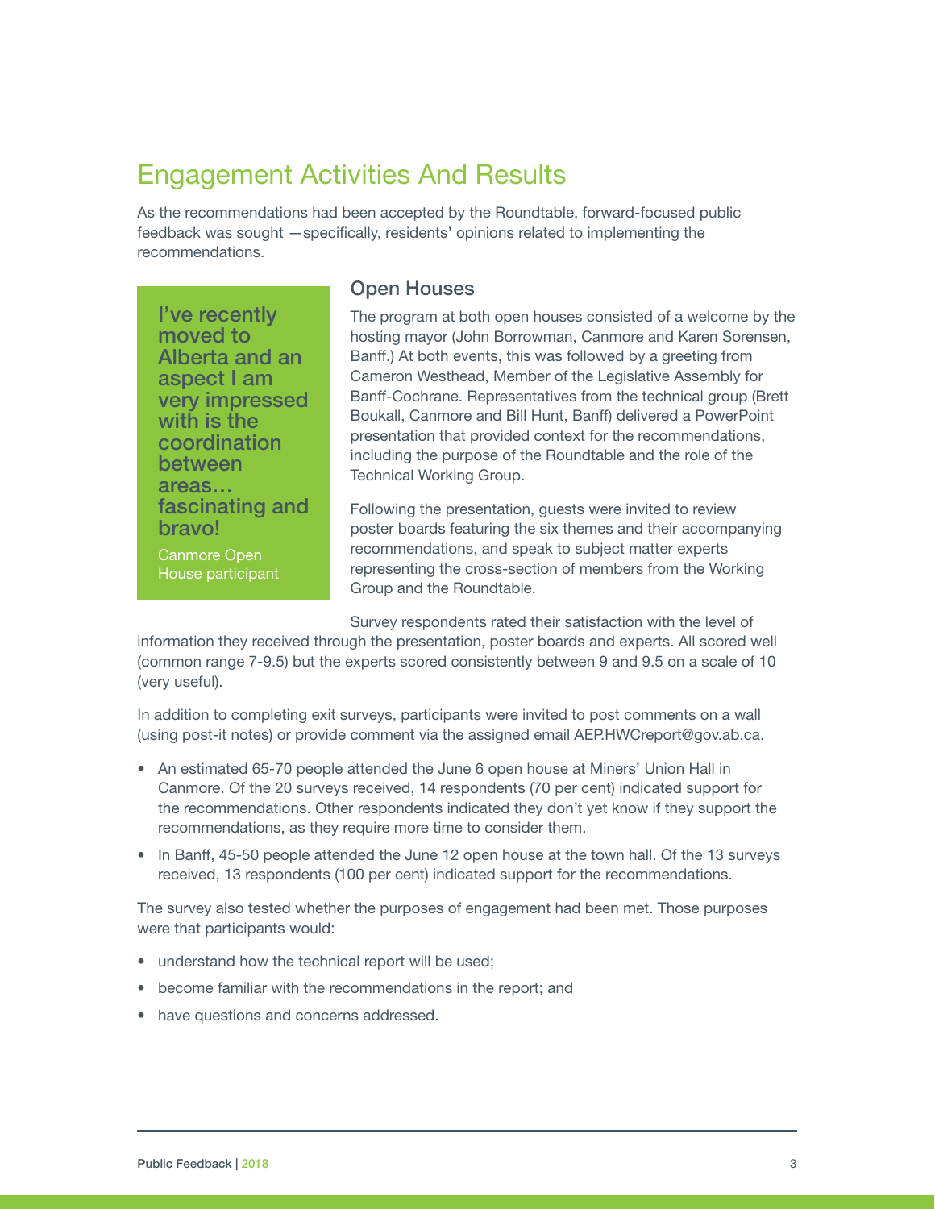## Engagement Activities And Results

As the recommendations had been accepted by the Roundtable, forward-focused public feedback was sought —specifically, residents' opinions related to implementing the recommendations.

> **I've recently moved to Alberta and an aspect I am very impressed with is the coordination between areas… fascinating and bravo!**
>
> Canmore Open House participant

### Open Houses

The program at both open houses consisted of a welcome by the hosting mayor (John Borrowman, Canmore and Karen Sorensen, Banff.) At both events, this was followed by a greeting from Cameron Westhead, Member of the Legislative Assembly for Banff-Cochrane. Representatives from the technical group (Brett Boukall, Canmore and Bill Hunt, Banff) delivered a PowerPoint presentation that provided context for the recommendations, including the purpose of the Roundtable and the role of the Technical Working Group.

Following the presentation, guests were invited to review poster boards featuring the six themes and their accompanying recommendations, and speak to subject matter experts representing the cross-section of members from the Working Group and the Roundtable.

Survey respondents rated their satisfaction with the level of information they received through the presentation, poster boards and experts. All scored well (common range 7-9.5) but the experts scored consistently between 9 and 9.5 on a scale of 10 (very useful).

In addition to completing exit surveys, participants were invited to post comments on a wall (using post-it notes) or provide comment via the assigned email AEP.HWCreport@gov.ab.ca.

- An estimated 65-70 people attended the June 6 open house at Miners' Union Hall in Canmore. Of the 20 surveys received, 14 respondents (70 per cent) indicated support for the recommendations. Other respondents indicated they don't yet know if they support the recommendations, as they require more time to consider them.
- In Banff, 45-50 people attended the June 12 open house at the town hall. Of the 13 surveys received, 13 respondents (100 per cent) indicated support for the recommendations.

The survey also tested whether the purposes of engagement had been met. Those purposes were that participants would:

- understand how the technical report will be used;
- become familiar with the recommendations in the report; and
- have questions and concerns addressed.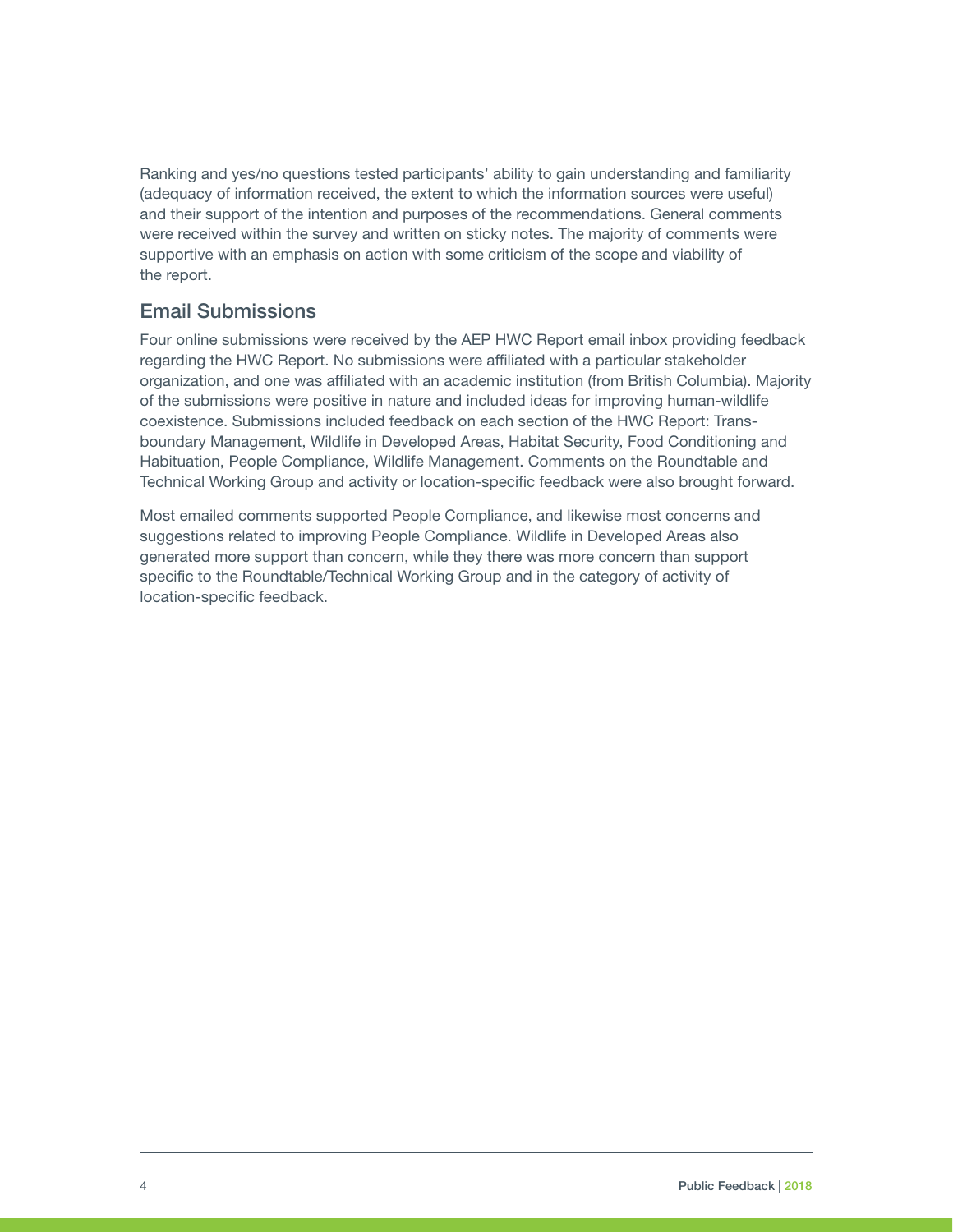Ranking and yes/no questions tested participants' ability to gain understanding and familiarity (adequacy of information received, the extent to which the information sources were useful) and their support of the intention and purposes of the recommendations. General comments were received within the survey and written on sticky notes. The majority of comments were supportive with an emphasis on action with some criticism of the scope and viability of the report.

## Email Submissions

Four online submissions were received by the AEP HWC Report email inbox providing feedback regarding the HWC Report. No submissions were affiliated with a particular stakeholder organization, and one was affiliated with an academic institution (from British Columbia). Majority of the submissions were positive in nature and included ideas for improving human-wildlife coexistence. Submissions included feedback on each section of the HWC Report: Trans-boundary Management, Wildlife in Developed Areas, Habitat Security, Food Conditioning and Habituation, People Compliance, Wildlife Management. Comments on the Roundtable and Technical Working Group and activity or location-specific feedback were also brought forward.

Most emailed comments supported People Compliance, and likewise most concerns and suggestions related to improving People Compliance. Wildlife in Developed Areas also generated more support than concern, while they there was more concern than support specific to the Roundtable/Technical Working Group and in the category of activity of location-specific feedback.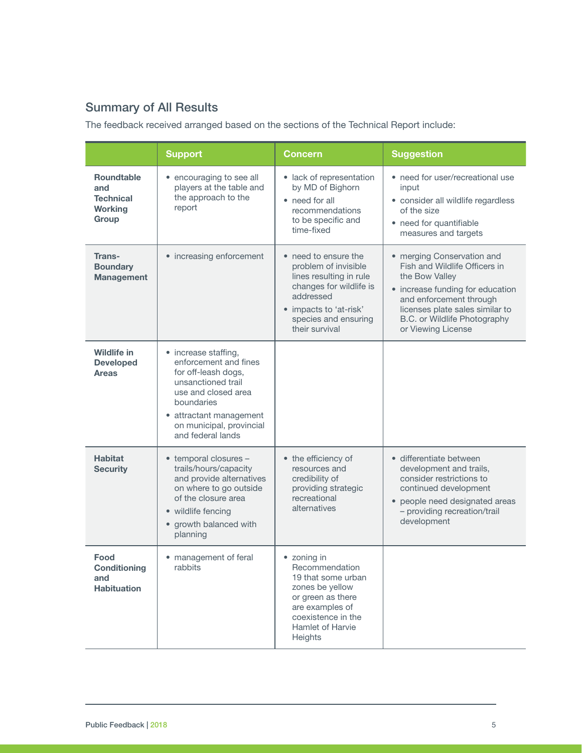## Summary of All Results

The feedback received arranged based on the sections of the Technical Report include:

| | Support | Concern | Suggestion |
|---|---|---|---|
| **Roundtable and Technical Working Group** | • encouraging to see all players at the table and the approach to the report | • lack of representation by MD of Bighorn<br>• need for all recommendations to be specific and time-fixed | • need for user/recreational use input<br>• consider all wildlife regardless of the size<br>• need for quantifiable measures and targets |
| **Trans-Boundary Management** | • increasing enforcement | • need to ensure the problem of invisible lines resulting in rule changes for wildlife is addressed<br>• impacts to 'at-risk' species and ensuring their survival | • merging Conservation and Fish and Wildlife Officers in the Bow Valley<br>• increase funding for education and enforcement through licenses plate sales similar to B.C. or Wildlife Photography or Viewing License |
| **Wildlife in Developed Areas** | • increase staffing, enforcement and fines for off-leash dogs, unsanctioned trail use and closed area boundaries<br>• attractant management on municipal, provincial and federal lands | | |
| **Habitat Security** | • temporal closures – trails/hours/capacity and provide alternatives on where to go outside of the closure area<br>• wildlife fencing<br>• growth balanced with planning | • the efficiency of resources and credibility of providing strategic recreational alternatives | • differentiate between development and trails, consider restrictions to continued development<br>• people need designated areas – providing recreation/trail development |
| **Food Conditioning and Habituation** | • management of feral rabbits | • zoning in Recommendation 19 that some urban zones be yellow or green as there are examples of coexistence in the Hamlet of Harvie Heights | |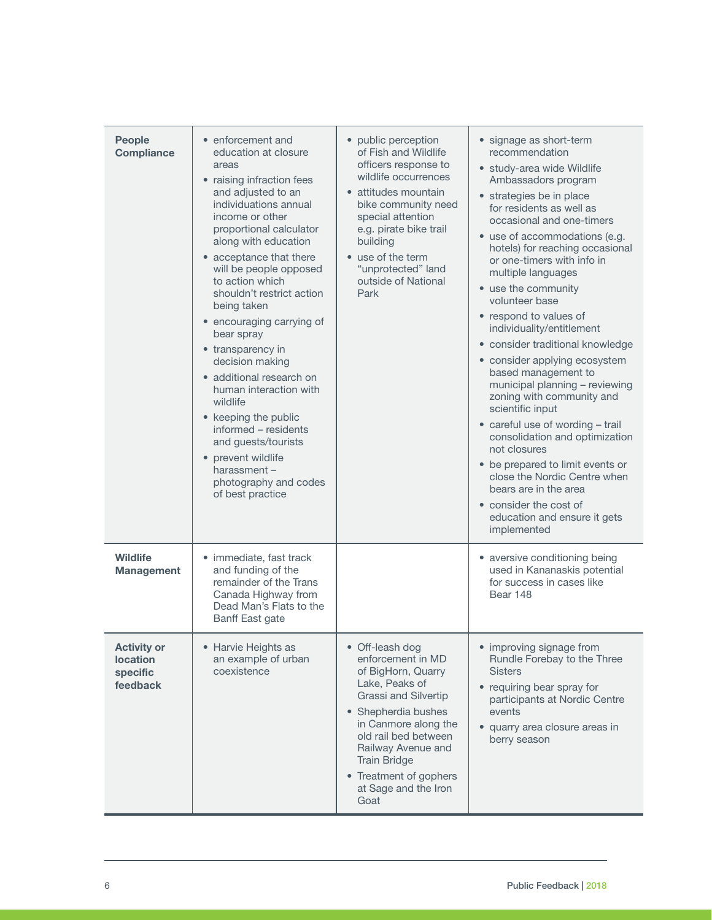| | | | |
|---|---|---|---|
| **People Compliance** | • enforcement and education at closure areas<br>• raising infraction fees and adjusted to an individuations annual income or other proportional calculator along with education<br>• acceptance that there will be people opposed to action which shouldn't restrict action being taken<br>• encouraging carrying of bear spray<br>• transparency in decision making<br>• additional research on human interaction with wildlife<br>• keeping the public informed – residents and guests/tourists<br>• prevent wildlife harassment – photography and codes of best practice | • public perception of Fish and Wildlife officers response to wildlife occurrences<br>• attitudes mountain bike community need special attention e.g. pirate bike trail building<br>• use of the term "unprotected" land outside of National Park | • signage as short-term recommendation<br>• study-area wide Wildlife Ambassadors program<br>• strategies be in place for residents as well as occasional and one-timers<br>• use of accommodations (e.g. hotels) for reaching occasional or one-timers with info in multiple languages<br>• use the community volunteer base<br>• respond to values of individuality/entitlement<br>• consider traditional knowledge<br>• consider applying ecosystem based management to municipal planning – reviewing zoning with community and scientific input<br>• careful use of wording – trail consolidation and optimization not closures<br>• be prepared to limit events or close the Nordic Centre when bears are in the area<br>• consider the cost of education and ensure it gets implemented |
| **Wildlife Management** | • immediate, fast track and funding of the remainder of the Trans Canada Highway from Dead Man's Flats to the Banff East gate | | • aversive conditioning being used in Kananaskis potential for success in cases like Bear 148 |
| **Activity or location specific feedback** | • Harvie Heights as an example of urban coexistence | • Off-leash dog enforcement in MD of BigHorn, Quarry Lake, Peaks of Grassi and Silvertip<br>• Shepherdia bushes in Canmore along the old rail bed between Railway Avenue and Train Bridge<br>• Treatment of gophers at Sage and the Iron Goat | • improving signage from Rundle Forebay to the Three Sisters<br>• requiring bear spray for participants at Nordic Centre events<br>• quarry area closure areas in berry season |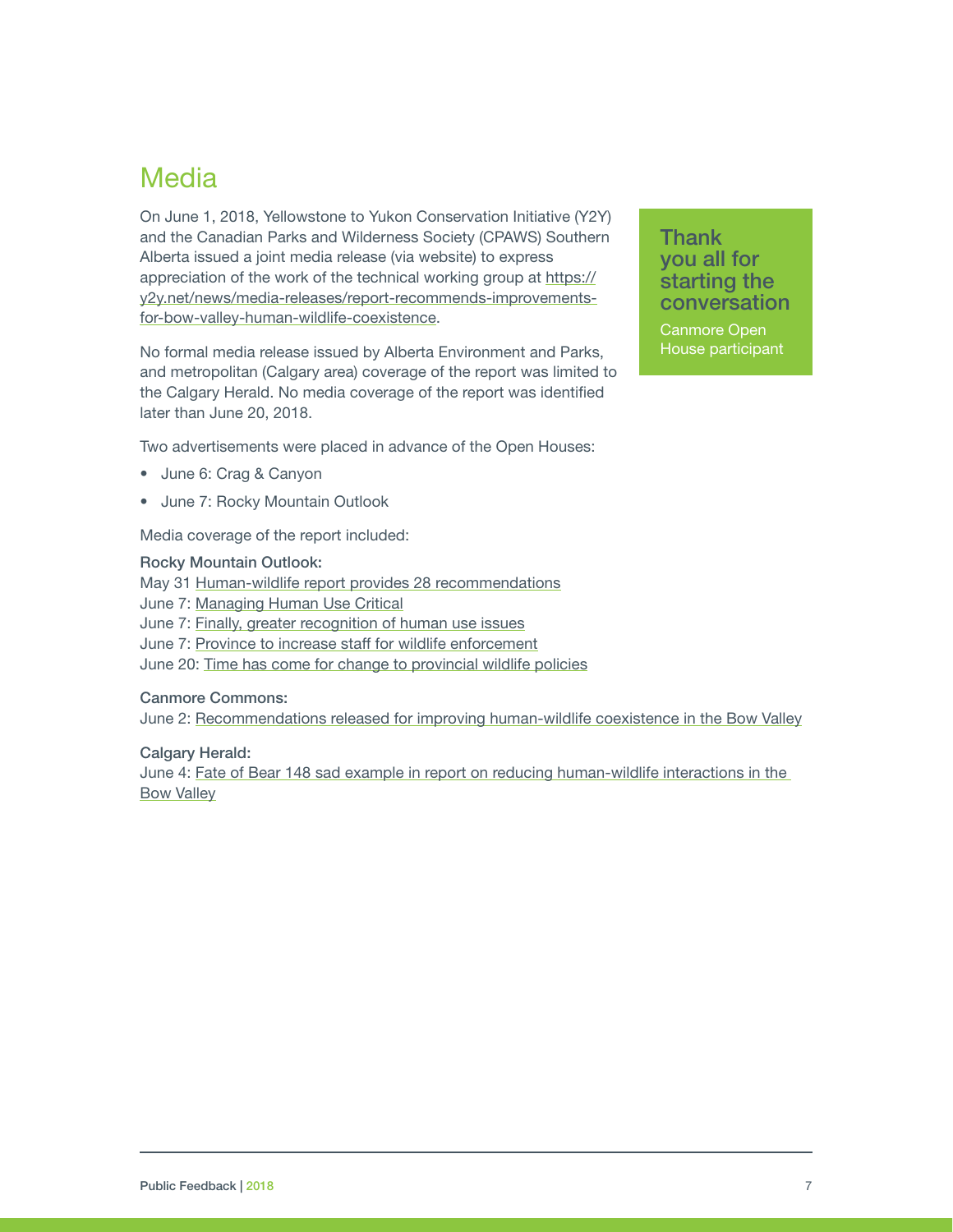# Media

On June 1, 2018, Yellowstone to Yukon Conservation Initiative (Y2Y) and the Canadian Parks and Wilderness Society (CPAWS) Southern Alberta issued a joint media release (via website) to express appreciation of the work of the technical working group at https://y2y.net/news/media-releases/report-recommends-improvements-for-bow-valley-human-wildlife-coexistence.

No formal media release issued by Alberta Environment and Parks, and metropolitan (Calgary area) coverage of the report was limited to the Calgary Herald. No media coverage of the report was identified later than June 20, 2018.

Two advertisements were placed in advance of the Open Houses:

- June 6: Crag & Canyon
- June 7: Rocky Mountain Outlook

Media coverage of the report included:

**Rocky Mountain Outlook:**
May 31 Human-wildlife report provides 28 recommendations
June 7: Managing Human Use Critical
June 7: Finally, greater recognition of human use issues
June 7: Province to increase staff for wildlife enforcement
June 20: Time has come for change to provincial wildlife policies

**Canmore Commons:**
June 2: Recommendations released for improving human-wildlife coexistence in the Bow Valley

**Calgary Herald:**
June 4: Fate of Bear 148 sad example in report on reducing human-wildlife interactions in the Bow Valley

**Thank you all for starting the conversation**
Canmore Open House participant